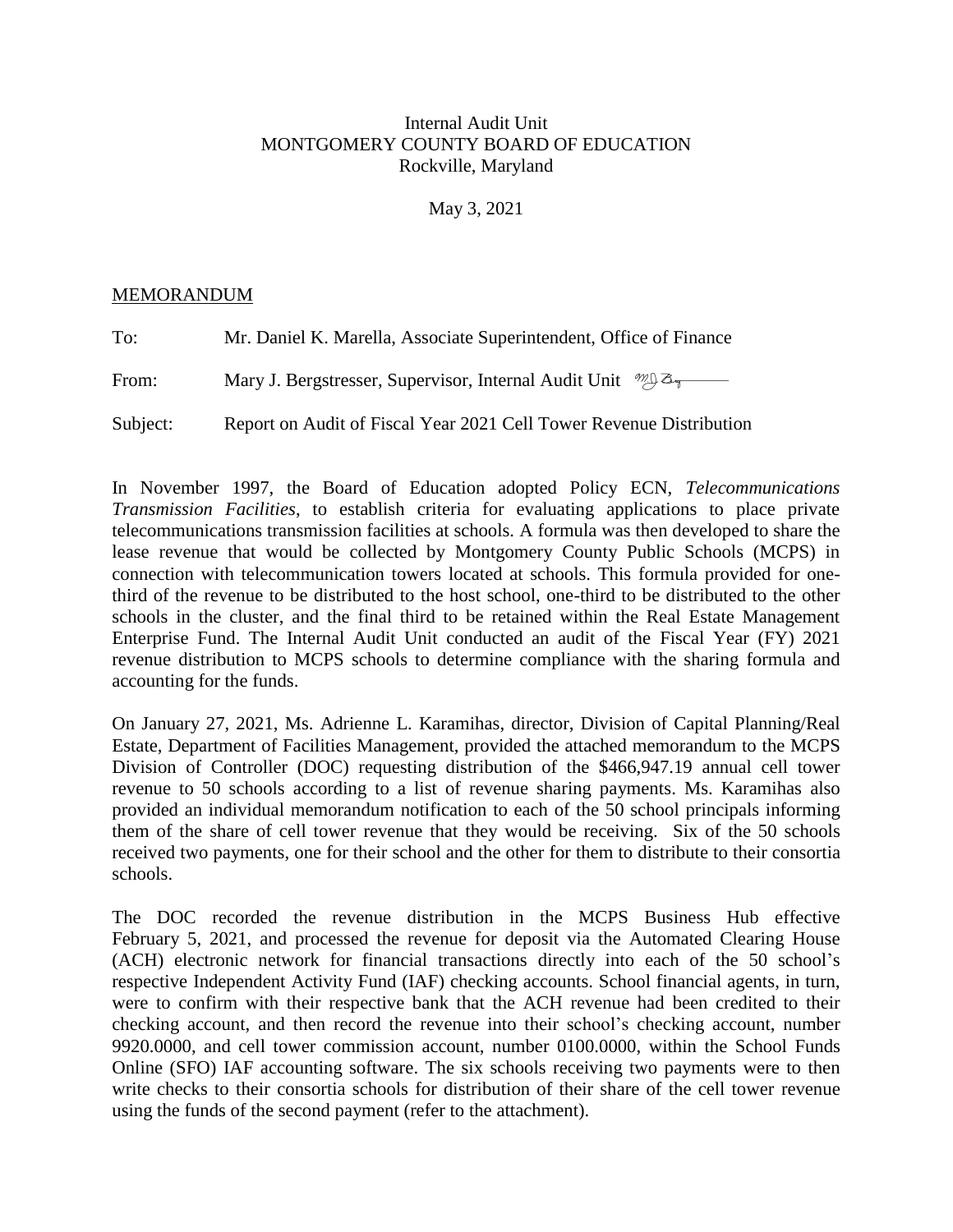Internal Audit Unit
MONTGOMERY COUNTY BOARD OF EDUCATION
Rockville, Maryland

May 3, 2021

MEMORANDUM

To: Mr. Daniel K. Marella, Associate Superintendent, Office of Finance

From: Mary J. Bergstresser, Supervisor, Internal Audit Unit

Subject: Report on Audit of Fiscal Year 2021 Cell Tower Revenue Distribution

In November 1997, the Board of Education adopted Policy ECN, *Telecommunications Transmission Facilities*, to establish criteria for evaluating applications to place private telecommunications transmission facilities at schools. A formula was then developed to share the lease revenue that would be collected by Montgomery County Public Schools (MCPS) in connection with telecommunication towers located at schools. This formula provided for one-third of the revenue to be distributed to the host school, one-third to be distributed to the other schools in the cluster, and the final third to be retained within the Real Estate Management Enterprise Fund. The Internal Audit Unit conducted an audit of the Fiscal Year (FY) 2021 revenue distribution to MCPS schools to determine compliance with the sharing formula and accounting for the funds.

On January 27, 2021, Ms. Adrienne L. Karamihas, director, Division of Capital Planning/Real Estate, Department of Facilities Management, provided the attached memorandum to the MCPS Division of Controller (DOC) requesting distribution of the $466,947.19 annual cell tower revenue to 50 schools according to a list of revenue sharing payments. Ms. Karamihas also provided an individual memorandum notification to each of the 50 school principals informing them of the share of cell tower revenue that they would be receiving. Six of the 50 schools received two payments, one for their school and the other for them to distribute to their consortia schools.

The DOC recorded the revenue distribution in the MCPS Business Hub effective February 5, 2021, and processed the revenue for deposit via the Automated Clearing House (ACH) electronic network for financial transactions directly into each of the 50 school's respective Independent Activity Fund (IAF) checking accounts. School financial agents, in turn, were to confirm with their respective bank that the ACH revenue had been credited to their checking account, and then record the revenue into their school's checking account, number 9920.0000, and cell tower commission account, number 0100.0000, within the School Funds Online (SFO) IAF accounting software. The six schools receiving two payments were to then write checks to their consortia schools for distribution of their share of the cell tower revenue using the funds of the second payment (refer to the attachment).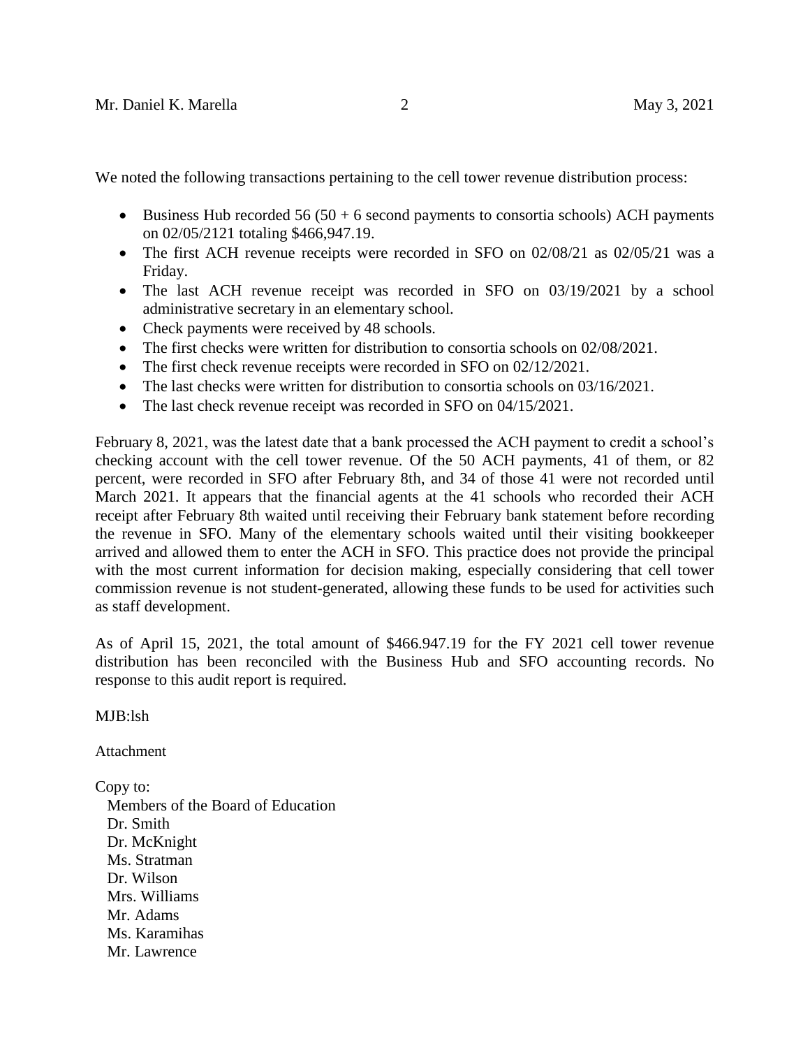We noted the following transactions pertaining to the cell tower revenue distribution process:

- Business Hub recorded 56 (50 + 6 second payments to consortia schools) ACH payments on 02/05/2121 totaling $466,947.19.
- The first ACH revenue receipts were recorded in SFO on 02/08/21 as 02/05/21 was a Friday.
- The last ACH revenue receipt was recorded in SFO on 03/19/2021 by a school administrative secretary in an elementary school.
- Check payments were received by 48 schools.
- The first checks were written for distribution to consortia schools on 02/08/2021.
- The first check revenue receipts were recorded in SFO on 02/12/2021.
- The last checks were written for distribution to consortia schools on 03/16/2021.
- The last check revenue receipt was recorded in SFO on 04/15/2021.

February 8, 2021, was the latest date that a bank processed the ACH payment to credit a school's checking account with the cell tower revenue. Of the 50 ACH payments, 41 of them, or 82 percent, were recorded in SFO after February 8th, and 34 of those 41 were not recorded until March 2021. It appears that the financial agents at the 41 schools who recorded their ACH receipt after February 8th waited until receiving their February bank statement before recording the revenue in SFO. Many of the elementary schools waited until their visiting bookkeeper arrived and allowed them to enter the ACH in SFO. This practice does not provide the principal with the most current information for decision making, especially considering that cell tower commission revenue is not student-generated, allowing these funds to be used for activities such as staff development.

As of April 15, 2021, the total amount of $466.947.19 for the FY 2021 cell tower revenue distribution has been reconciled with the Business Hub and SFO accounting records. No response to this audit report is required.

MJB:lsh

Attachment

Copy to:
Members of the Board of Education
Dr. Smith
Dr. McKnight
Ms. Stratman
Dr. Wilson
Mrs. Williams
Mr. Adams
Ms. Karamihas
Mr. Lawrence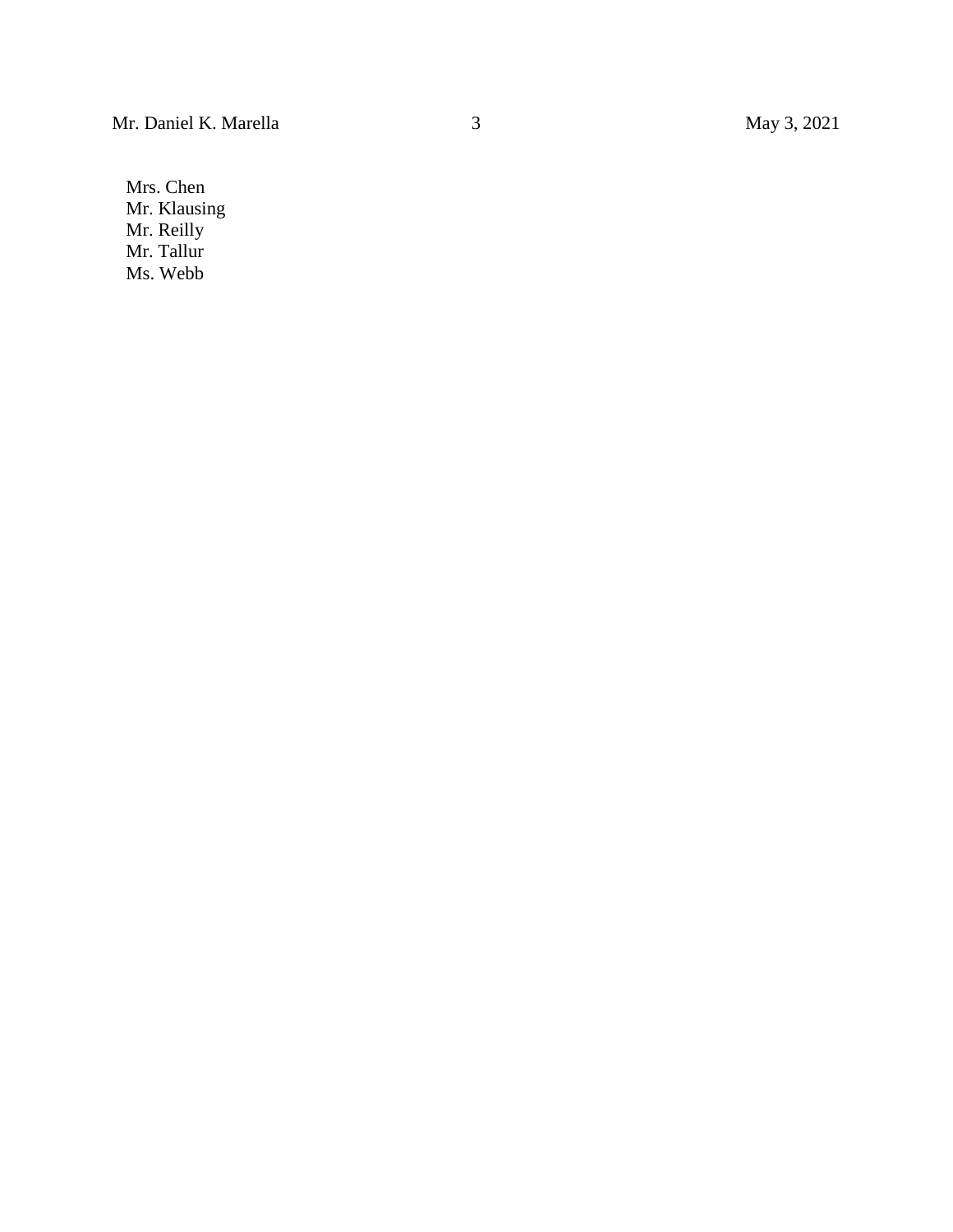Mrs. Chen
Mr. Klausing
Mr. Reilly
Mr. Tallur
Ms. Webb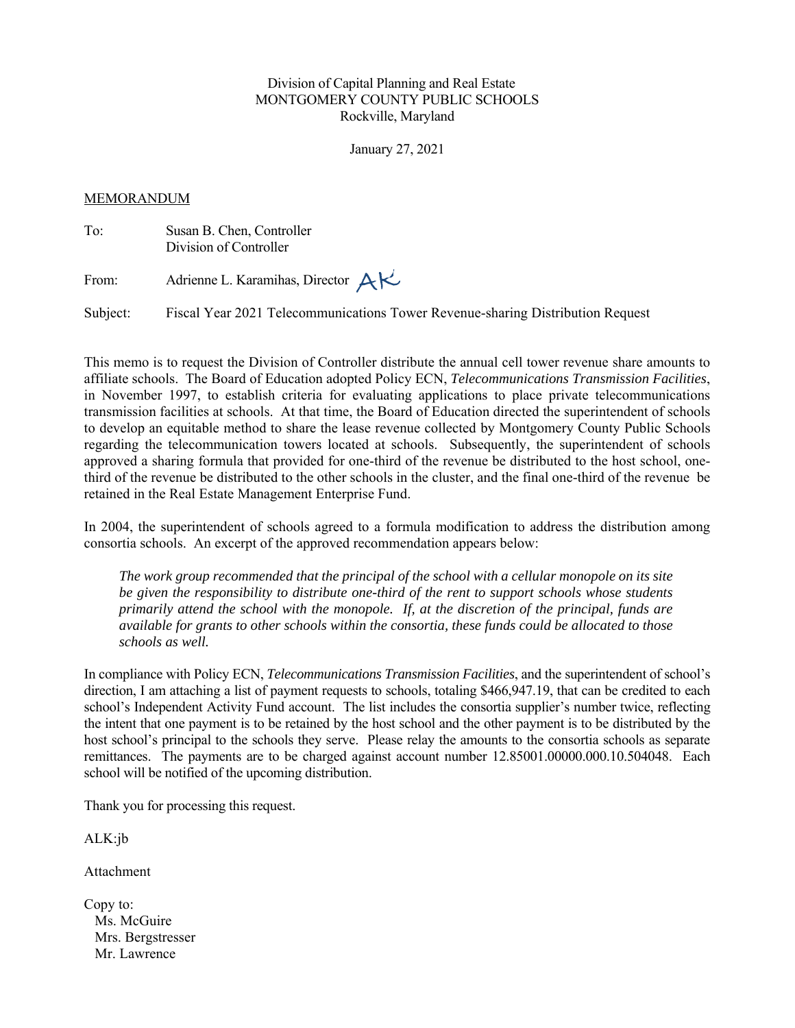Division of Capital Planning and Real Estate
MONTGOMERY COUNTY PUBLIC SCHOOLS
Rockville, Maryland

January 27, 2021

MEMORANDUM

To: Susan B. Chen, Controller
Division of Controller

From: Adrienne L. Karamihas, Director AK

Subject: Fiscal Year 2021 Telecommunications Tower Revenue-sharing Distribution Request

This memo is to request the Division of Controller distribute the annual cell tower revenue share amounts to affiliate schools. The Board of Education adopted Policy ECN, *Telecommunications Transmission Facilities*, in November 1997, to establish criteria for evaluating applications to place private telecommunications transmission facilities at schools. At that time, the Board of Education directed the superintendent of schools to develop an equitable method to share the lease revenue collected by Montgomery County Public Schools regarding the telecommunication towers located at schools. Subsequently, the superintendent of schools approved a sharing formula that provided for one-third of the revenue be distributed to the host school, one-third of the revenue be distributed to the other schools in the cluster, and the final one-third of the revenue be retained in the Real Estate Management Enterprise Fund.

In 2004, the superintendent of schools agreed to a formula modification to address the distribution among consortia schools. An excerpt of the approved recommendation appears below:

> *The work group recommended that the principal of the school with a cellular monopole on its site be given the responsibility to distribute one-third of the rent to support schools whose students primarily attend the school with the monopole. If, at the discretion of the principal, funds are available for grants to other schools within the consortia, these funds could be allocated to those schools as well.*

In compliance with Policy ECN, *Telecommunications Transmission Facilities*, and the superintendent of school's direction, I am attaching a list of payment requests to schools, totaling $466,947.19, that can be credited to each school's Independent Activity Fund account. The list includes the consortia supplier's number twice, reflecting the intent that one payment is to be retained by the host school and the other payment is to be distributed by the host school's principal to the schools they serve. Please relay the amounts to the consortia schools as separate remittances. The payments are to be charged against account number 12.85001.00000.000.10.504048. Each school will be notified of the upcoming distribution.

Thank you for processing this request.

ALK:jb

Attachment

Copy to:
Ms. McGuire
Mrs. Bergstresser
Mr. Lawrence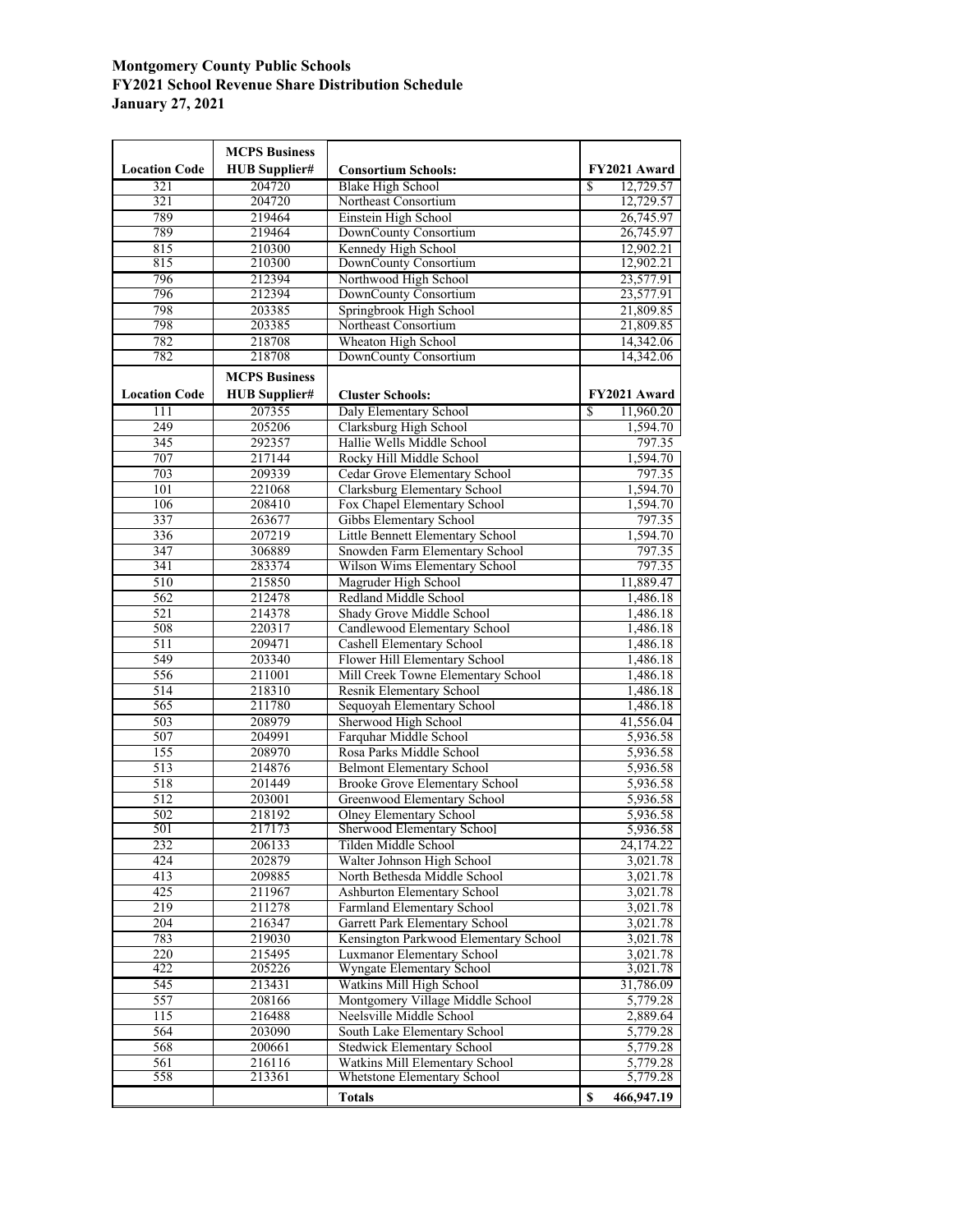**Montgomery County Public Schools**
**FY2021 School Revenue Share Distribution Schedule**
**January 27, 2021**

| Location Code | MCPS Business HUB Supplier# | Consortium Schools: | FY2021 Award |
|---|---|---|---|
| 321 | 204720 | Blake High School | $ 12,729.57 |
| 321 | 204720 | Northeast Consortium | 12,729.57 |
| 789 | 219464 | Einstein High School | 26,745.97 |
| 789 | 219464 | DownCounty Consortium | 26,745.97 |
| 815 | 210300 | Kennedy High School | 12,902.21 |
| 815 | 210300 | DownCounty Consortium | 12,902.21 |
| 796 | 212394 | Northwood High School | 23,577.91 |
| 796 | 212394 | DownCounty Consortium | 23,577.91 |
| 798 | 203385 | Springbrook High School | 21,809.85 |
| 798 | 203385 | Northeast Consortium | 21,809.85 |
| 782 | 218708 | Wheaton High School | 14,342.06 |
| 782 | 218708 | DownCounty Consortium | 14,342.06 |
| **Location Code** | **MCPS Business HUB Supplier#** | **Cluster Schools:** | **FY2021 Award** |
| 111 | 207355 | Daly Elementary School | $ 11,960.20 |
| 249 | 205206 | Clarksburg High School | 1,594.70 |
| 345 | 292357 | Hallie Wells Middle School | 797.35 |
| 707 | 217144 | Rocky Hill Middle School | 1,594.70 |
| 703 | 209339 | Cedar Grove Elementary School | 797.35 |
| 101 | 221068 | Clarksburg Elementary School | 1,594.70 |
| 106 | 208410 | Fox Chapel Elementary School | 1,594.70 |
| 337 | 263677 | Gibbs Elementary School | 797.35 |
| 336 | 207219 | Little Bennett Elementary School | 1,594.70 |
| 347 | 306889 | Snowden Farm Elementary School | 797.35 |
| 341 | 283374 | Wilson Wims Elementary School | 797.35 |
| 510 | 215850 | Magruder High School | 11,889.47 |
| 562 | 212478 | Redland Middle School | 1,486.18 |
| 521 | 214378 | Shady Grove Middle School | 1,486.18 |
| 508 | 220317 | Candlewood Elementary School | 1,486.18 |
| 511 | 209471 | Cashell Elementary School | 1,486.18 |
| 549 | 203340 | Flower Hill Elementary School | 1,486.18 |
| 556 | 211001 | Mill Creek Towne Elementary School | 1,486.18 |
| 514 | 218310 | Resnik Elementary School | 1,486.18 |
| 565 | 211780 | Sequoyah Elementary School | 1,486.18 |
| 503 | 208979 | Sherwood High School | 41,556.04 |
| 507 | 204991 | Farquhar Middle School | 5,936.58 |
| 155 | 208970 | Rosa Parks Middle School | 5,936.58 |
| 513 | 214876 | Belmont Elementary School | 5,936.58 |
| 518 | 201449 | Brooke Grove Elementary School | 5,936.58 |
| 512 | 203001 | Greenwood Elementary School | 5,936.58 |
| 502 | 218192 | Olney Elementary School | 5,936.58 |
| 501 | 217173 | Sherwood Elementary School | 5,936.58 |
| 232 | 206133 | Tilden Middle School | 24,174.22 |
| 424 | 202879 | Walter Johnson High School | 3,021.78 |
| 413 | 209885 | North Bethesda Middle School | 3,021.78 |
| 425 | 211967 | Ashburton Elementary School | 3,021.78 |
| 219 | 211278 | Farmland Elementary School | 3,021.78 |
| 204 | 216347 | Garrett Park Elementary School | 3,021.78 |
| 783 | 219030 | Kensington Parkwood Elementary School | 3,021.78 |
| 220 | 215495 | Luxmanor Elementary School | 3,021.78 |
| 422 | 205226 | Wyngate Elementary School | 3,021.78 |
| 545 | 213431 | Watkins Mill High School | 31,786.09 |
| 557 | 208166 | Montgomery Village Middle School | 5,779.28 |
| 115 | 216488 | Neelsville Middle School | 2,889.64 |
| 564 | 203090 | South Lake Elementary School | 5,779.28 |
| 568 | 200661 | Stedwick Elementary School | 5,779.28 |
| 561 | 216116 | Watkins Mill Elementary School | 5,779.28 |
| 558 | 213361 | Whetstone Elementary School | 5,779.28 |
| | | **Totals** | **$ 466,947.19** |